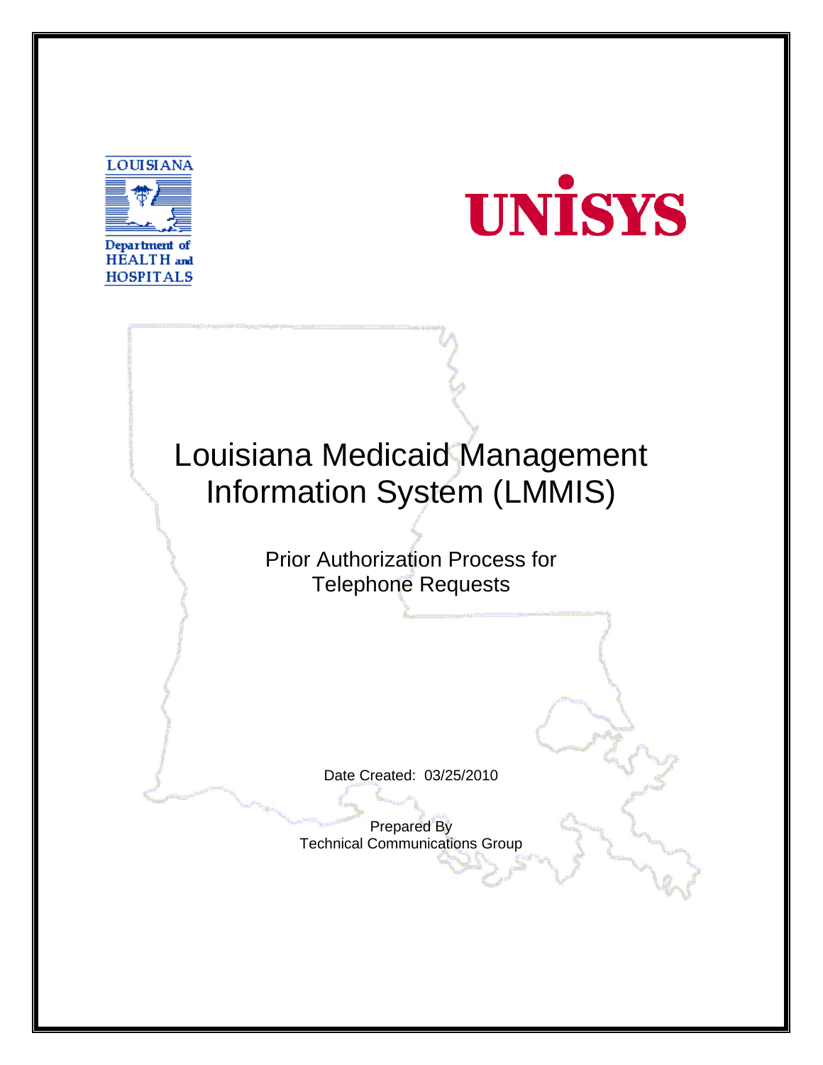LOUISIANA

Department of HEALTH and HOSPITALS

UNISYS

# Louisiana Medicaid Management Information System (LMMIS)

## Prior Authorization Process for Telephone Requests

Date Created: 03/25/2010

Prepared By
Technical Communications Group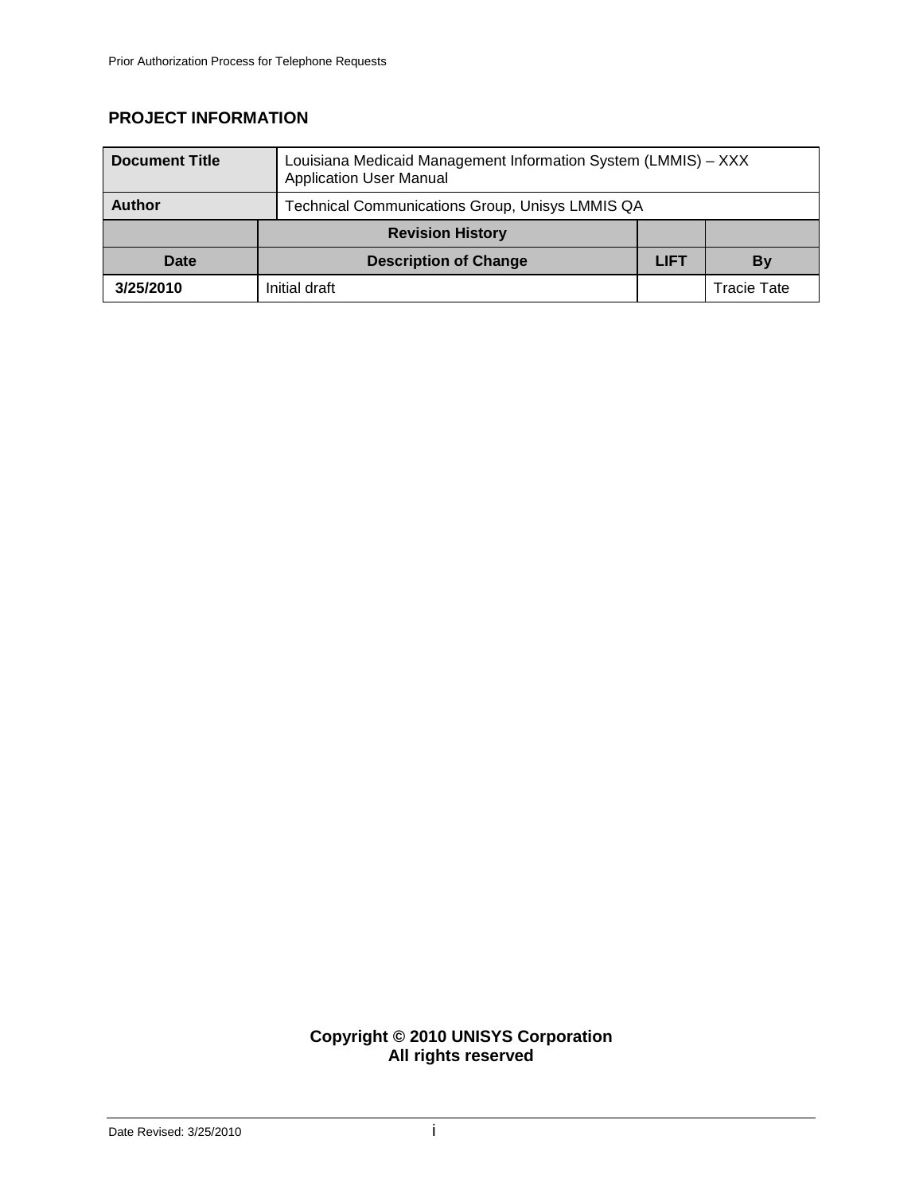## PROJECT INFORMATION

| Document Title | Louisiana Medicaid Management Information System (LMMIS) – XXX Application User Manual | | |
|---|---|---|---|
| **Author** | Technical Communications Group, Unisys LMMIS QA | | |
| | **Revision History** | | |
| **Date** | **Description of Change** | **LIFT** | **By** |
| **3/25/2010** | Initial draft | | Tracie Tate |

**Copyright © 2010 UNISYS Corporation**
**All rights reserved**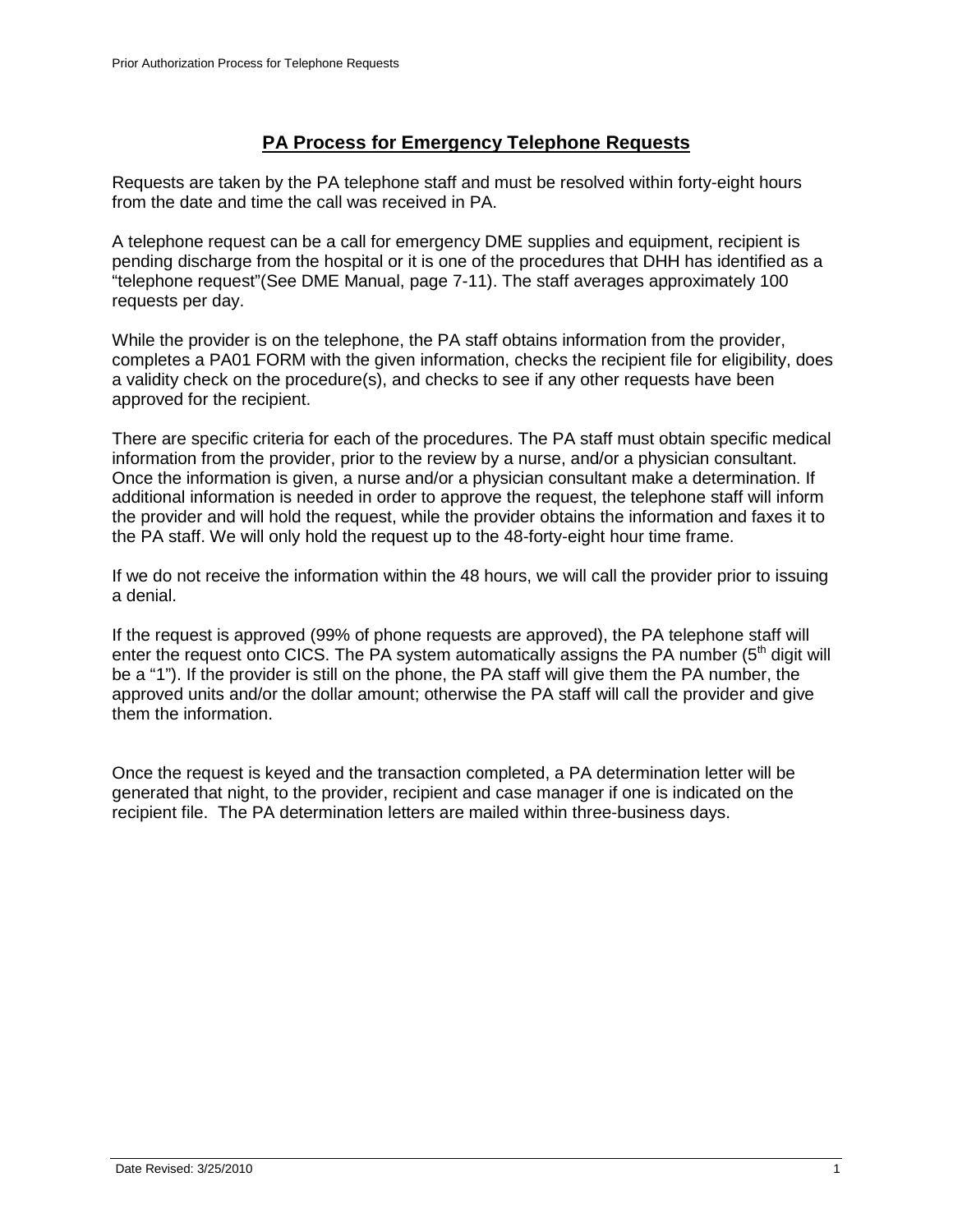# PA Process for Emergency Telephone Requests

Requests are taken by the PA telephone staff and must be resolved within forty-eight hours from the date and time the call was received in PA.

A telephone request can be a call for emergency DME supplies and equipment, recipient is pending discharge from the hospital or it is one of the procedures that DHH has identified as a "telephone request"(See DME Manual, page 7-11). The staff averages approximately 100 requests per day.

While the provider is on the telephone, the PA staff obtains information from the provider, completes a PA01 FORM with the given information, checks the recipient file for eligibility, does a validity check on the procedure(s), and checks to see if any other requests have been approved for the recipient.

There are specific criteria for each of the procedures. The PA staff must obtain specific medical information from the provider, prior to the review by a nurse, and/or a physician consultant. Once the information is given, a nurse and/or a physician consultant make a determination. If additional information is needed in order to approve the request, the telephone staff will inform the provider and will hold the request, while the provider obtains the information and faxes it to the PA staff. We will only hold the request up to the 48-forty-eight hour time frame.

If we do not receive the information within the 48 hours, we will call the provider prior to issuing a denial.

If the request is approved (99% of phone requests are approved), the PA telephone staff will enter the request onto CICS. The PA system automatically assigns the PA number ($5^{th}$ digit will be a "1"). If the provider is still on the phone, the PA staff will give them the PA number, the approved units and/or the dollar amount; otherwise the PA staff will call the provider and give them the information.

Once the request is keyed and the transaction completed, a PA determination letter will be generated that night, to the provider, recipient and case manager if one is indicated on the recipient file. The PA determination letters are mailed within three-business days.